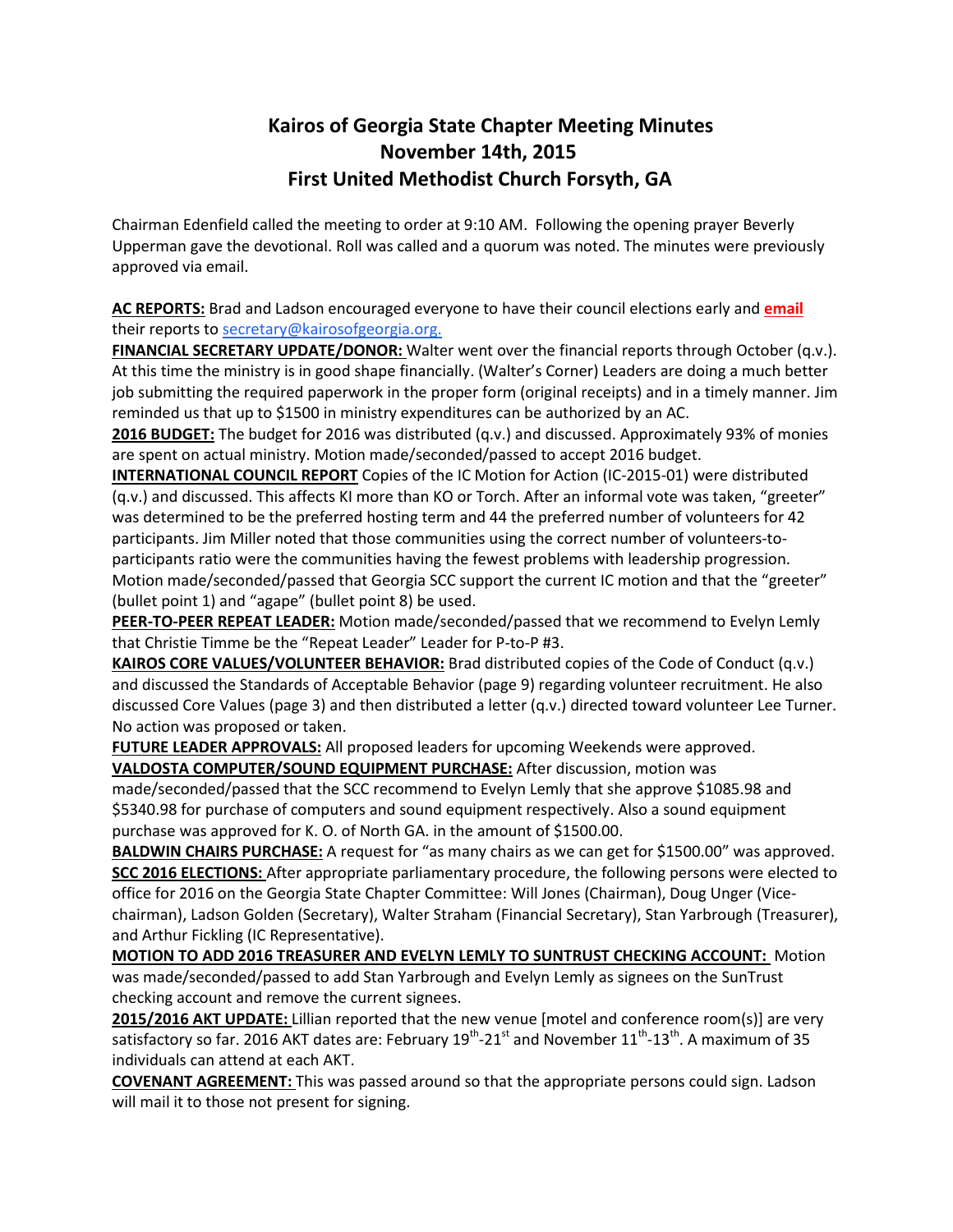# Kairos of Georgia State Chapter Meeting Minutes
# November 14th, 2015
# First United Methodist Church Forsyth, GA

Chairman Edenfield called the meeting to order at 9:10 AM. Following the opening prayer Beverly Upperman gave the devotional. Roll was called and a quorum was noted. The minutes were previously approved via email.

**AC REPORTS:** Brad and Ladson encouraged everyone to have their council elections early and **email** their reports to secretary@kairosofgeorgia.org.

**FINANCIAL SECRETARY UPDATE/DONOR:** Walter went over the financial reports through October (q.v.). At this time the ministry is in good shape financially. (Walter's Corner) Leaders are doing a much better job submitting the required paperwork in the proper form (original receipts) and in a timely manner. Jim reminded us that up to $1500 in ministry expenditures can be authorized by an AC.

**2016 BUDGET:** The budget for 2016 was distributed (q.v.) and discussed. Approximately 93% of monies are spent on actual ministry. Motion made/seconded/passed to accept 2016 budget.

**INTERNATIONAL COUNCIL REPORT** Copies of the IC Motion for Action (IC-2015-01) were distributed (q.v.) and discussed. This affects KI more than KO or Torch. After an informal vote was taken, "greeter" was determined to be the preferred hosting term and 44 the preferred number of volunteers for 42 participants. Jim Miller noted that those communities using the correct number of volunteers-to-participants ratio were the communities having the fewest problems with leadership progression. Motion made/seconded/passed that Georgia SCC support the current IC motion and that the "greeter" (bullet point 1) and "agape" (bullet point 8) be used.

**PEER-TO-PEER REPEAT LEADER:** Motion made/seconded/passed that we recommend to Evelyn Lemly that Christie Timme be the "Repeat Leader" Leader for P-to-P #3.

**KAIROS CORE VALUES/VOLUNTEER BEHAVIOR:** Brad distributed copies of the Code of Conduct (q.v.) and discussed the Standards of Acceptable Behavior (page 9) regarding volunteer recruitment. He also discussed Core Values (page 3) and then distributed a letter (q.v.) directed toward volunteer Lee Turner. No action was proposed or taken.

**FUTURE LEADER APPROVALS:** All proposed leaders for upcoming Weekends were approved.

**VALDOSTA COMPUTER/SOUND EQUIPMENT PURCHASE:** After discussion, motion was made/seconded/passed that the SCC recommend to Evelyn Lemly that she approve $1085.98 and $5340.98 for purchase of computers and sound equipment respectively. Also a sound equipment purchase was approved for K. O. of North GA. in the amount of $1500.00.

**BALDWIN CHAIRS PURCHASE:** A request for "as many chairs as we can get for $1500.00" was approved.

**SCC 2016 ELECTIONS:** After appropriate parliamentary procedure, the following persons were elected to office for 2016 on the Georgia State Chapter Committee: Will Jones (Chairman), Doug Unger (Vice-chairman), Ladson Golden (Secretary), Walter Straham (Financial Secretary), Stan Yarbrough (Treasurer), and Arthur Fickling (IC Representative).

**MOTION TO ADD 2016 TREASURER AND EVELYN LEMLY TO SUNTRUST CHECKING ACCOUNT:** Motion was made/seconded/passed to add Stan Yarbrough and Evelyn Lemly as signees on the SunTrust checking account and remove the current signees.

**2015/2016 AKT UPDATE:** Lillian reported that the new venue [motel and conference room(s)] are very satisfactory so far. 2016 AKT dates are: February 19th-21st and November 11th-13th. A maximum of 35 individuals can attend at each AKT.

**COVENANT AGREEMENT:** This was passed around so that the appropriate persons could sign. Ladson will mail it to those not present for signing.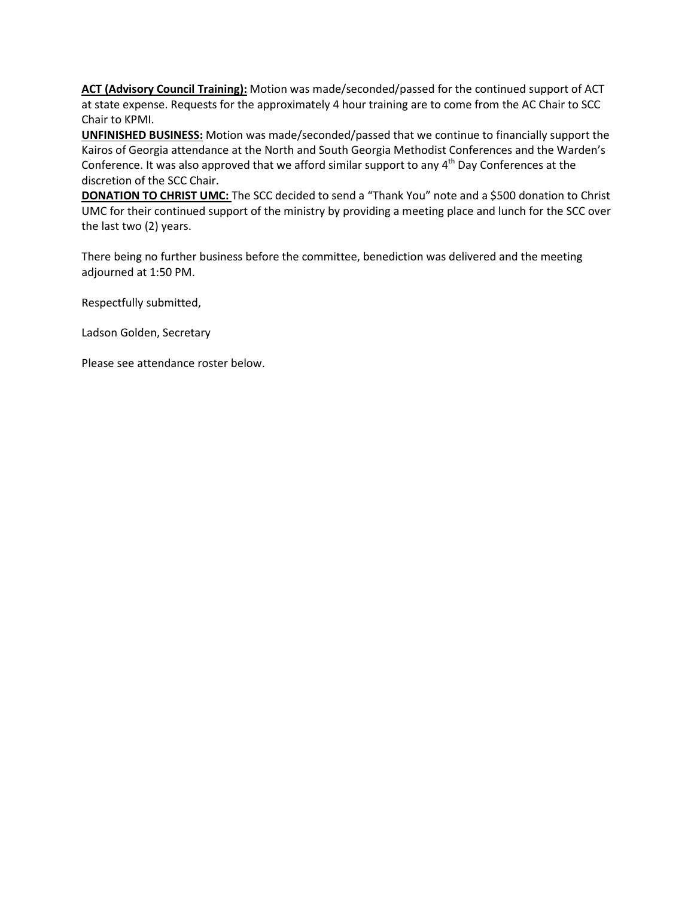**ACT (Advisory Council Training):** Motion was made/seconded/passed for the continued support of ACT at state expense. Requests for the approximately 4 hour training are to come from the AC Chair to SCC Chair to KPMI.

**UNFINISHED BUSINESS:** Motion was made/seconded/passed that we continue to financially support the Kairos of Georgia attendance at the North and South Georgia Methodist Conferences and the Warden's Conference. It was also approved that we afford similar support to any 4th Day Conferences at the discretion of the SCC Chair.

**DONATION TO CHRIST UMC:** The SCC decided to send a "Thank You" note and a $500 donation to Christ UMC for their continued support of the ministry by providing a meeting place and lunch for the SCC over the last two (2) years.

There being no further business before the committee, benediction was delivered and the meeting adjourned at 1:50 PM.

Respectfully submitted,

Ladson Golden, Secretary

Please see attendance roster below.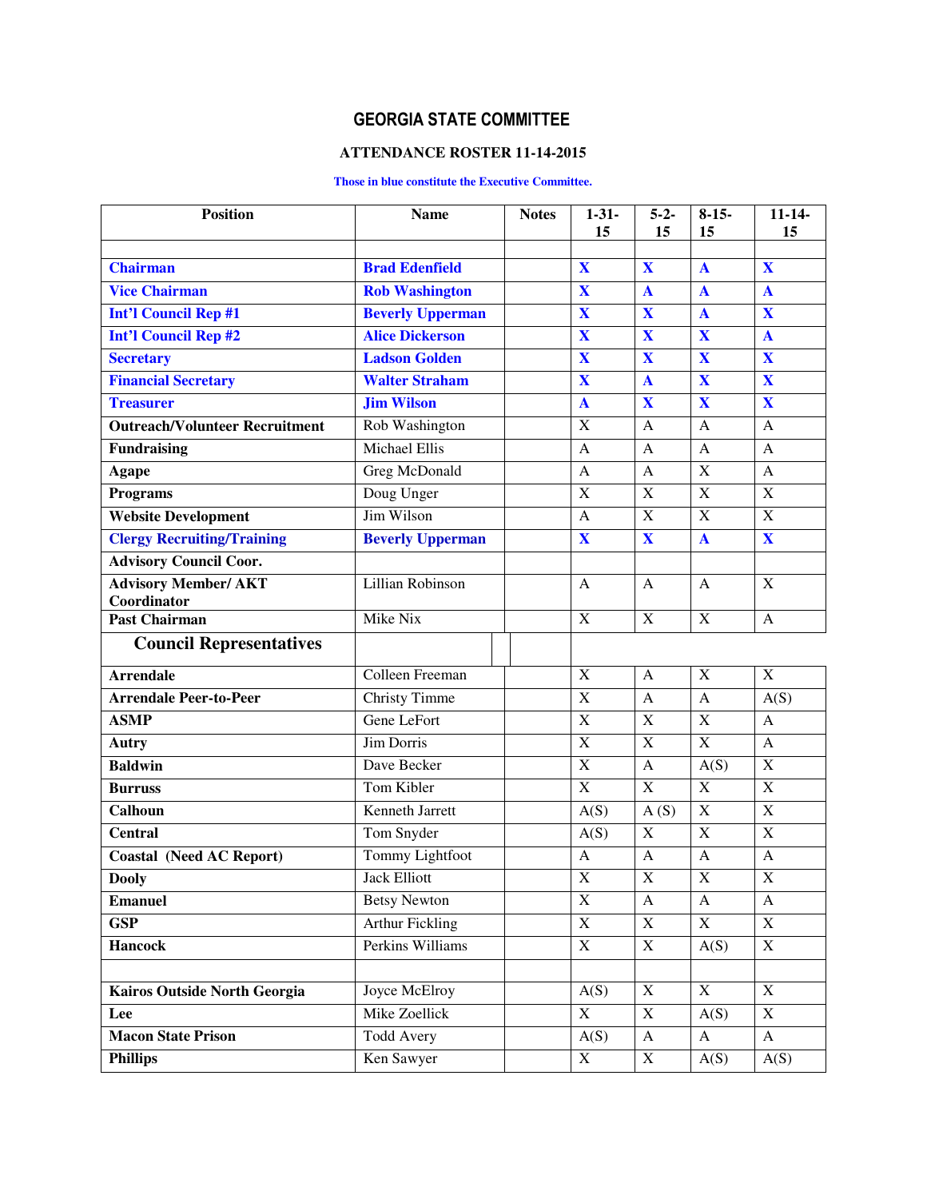# GEORGIA STATE COMMITTEE

**ATTENDANCE ROSTER 11-14-2015**

Those in blue constitute the Executive Committee.

| Position | Name | Notes | 1-31-15 | 5-2-15 | 8-15-15 | 11-14-15 |
|---|---|---|---|---|---|---|
| | | | | | | |
| **Chairman** | **Brad Edenfield** | | **X** | **X** | **A** | **X** |
| **Vice Chairman** | **Rob Washington** | | **X** | **A** | **A** | **A** |
| **Int'l Council Rep #1** | **Beverly Upperman** | | **X** | **X** | **A** | **X** |
| **Int'l Council Rep #2** | **Alice Dickerson** | | **X** | **X** | **X** | **A** |
| **Secretary** | **Ladson Golden** | | **X** | **X** | **X** | **X** |
| **Financial Secretary** | **Walter Straham** | | **X** | **A** | **X** | **X** |
| **Treasurer** | **Jim Wilson** | | **A** | **X** | **X** | **X** |
| **Outreach/Volunteer Recruitment** | Rob Washington | | X | A | A | A |
| **Fundraising** | Michael Ellis | | A | A | A | A |
| **Agape** | Greg McDonald | | A | A | X | A |
| **Programs** | Doug Unger | | X | X | X | X |
| **Website Development** | Jim Wilson | | A | X | X | X |
| **Clergy Recruiting/Training** | **Beverly Upperman** | | **X** | **X** | **A** | **X** |
| **Advisory Council Coor.** | | | | | | |
| **Advisory Member/ AKT Coordinator** | Lillian Robinson | | A | A | A | X |
| **Past Chairman** | Mike Nix | | X | X | X | A |
| **Council Representatives** | | | | | | |
| **Arrendale** | Colleen Freeman | | X | A | X | X |
| **Arrendale Peer-to-Peer** | Christy Timme | | X | A | A | A(S) |
| **ASMP** | Gene LeFort | | X | X | X | A |
| **Autry** | Jim Dorris | | X | X | X | A |
| **Baldwin** | Dave Becker | | X | A | A(S) | X |
| **Burruss** | Tom Kibler | | X | X | X | X |
| **Calhoun** | Kenneth Jarrett | | A(S) | A (S) | X | X |
| **Central** | Tom Snyder | | A(S) | X | X | X |
| **Coastal (Need AC Report)** | Tommy Lightfoot | | A | A | A | A |
| **Dooly** | Jack Elliott | | X | X | X | X |
| **Emanuel** | Betsy Newton | | X | A | A | A |
| **GSP** | Arthur Fickling | | X | X | X | X |
| **Hancock** | Perkins Williams | | X | X | A(S) | X |
| | | | | | | |
| **Kairos Outside North Georgia** | Joyce McElroy | | A(S) | X | X | X |
| **Lee** | Mike Zoellick | | X | X | A(S) | X |
| **Macon State Prison** | Todd Avery | | A(S) | A | A | A |
| **Phillips** | Ken Sawyer | | X | X | A(S) | A(S) |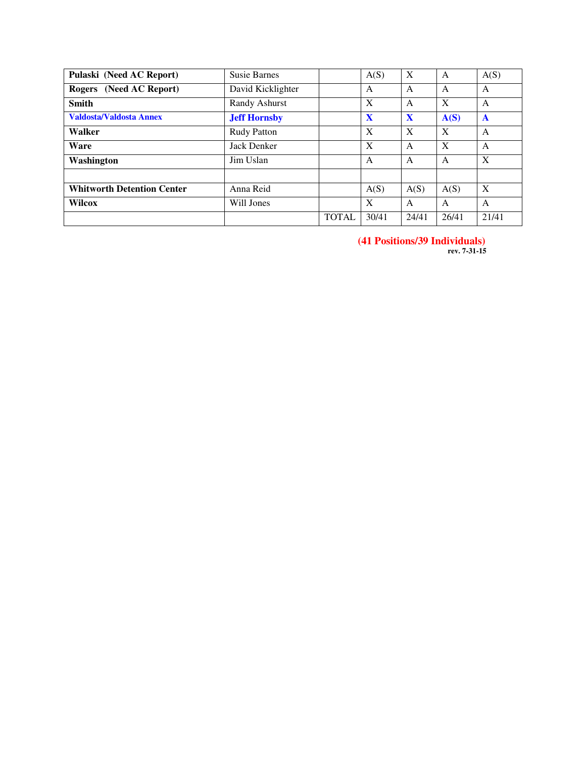| | | | | | | |
|---|---|---|---|---|---|---|
| **Pulaski (Need AC Report)** | Susie Barnes | | A(S) | X | A | A(S) |
| **Rogers (Need AC Report)** | David Kicklighter | | A | A | A | A |
| **Smith** | Randy Ashurst | | X | A | X | A |
| **Valdosta/Valdosta Annex** | **Jeff Hornsby** | | **X** | **X** | **A(S)** | **A** |
| **Walker** | Rudy Patton | | X | X | X | A |
| **Ware** | Jack Denker | | X | A | X | A |
| **Washington** | Jim Uslan | | A | A | A | X |
| | | | | | | |
| **Whitworth Detention Center** | Anna Reid | | A(S) | A(S) | A(S) | X |
| **Wilcox** | Will Jones | | X | A | A | A |
| | | TOTAL | 30/41 | 24/41 | 26/41 | 21/41 |

**(41 Positions/39 Individuals)**
**rev. 7-31-15**